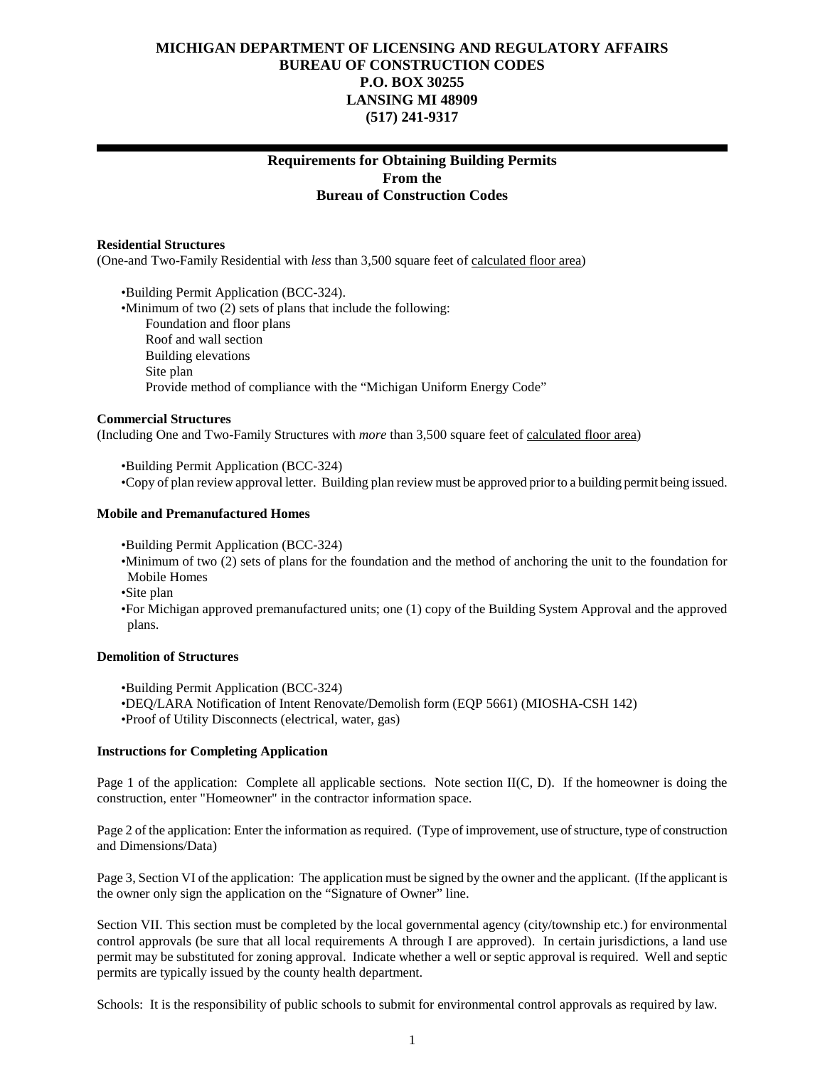# MICHIGAN DEPARTMENT OF LICENSING AND REGULATORY AFFAIRS
## BUREAU OF CONSTRUCTION CODES
**P.O. BOX 30255**
**LANSING MI 48909**
**(517) 241-9317**

---

## Requirements for Obtaining Building Permits From the Bureau of Construction Codes

**Residential Structures**
(One-and Two-Family Residential with *less* than 3,500 square feet of <u>calculated floor area</u>)

- •Building Permit Application (BCC-324).
- •Minimum of two (2) sets of plans that include the following:
  - Foundation and floor plans
  - Roof and wall section
  - Building elevations
  - Site plan
  - Provide method of compliance with the "Michigan Uniform Energy Code"

**Commercial Structures**
(Including One and Two-Family Structures with *more* than 3,500 square feet of <u>calculated floor area</u>)

- •Building Permit Application (BCC-324)
- •Copy of plan review approval letter. Building plan review must be approved prior to a building permit being issued.

**Mobile and Premanufactured Homes**

- •Building Permit Application (BCC-324)
- •Minimum of two (2) sets of plans for the foundation and the method of anchoring the unit to the foundation for Mobile Homes
- •Site plan
- •For Michigan approved premanufactured units; one (1) copy of the Building System Approval and the approved plans.

**Demolition of Structures**

- •Building Permit Application (BCC-324)
- •DEQ/LARA Notification of Intent Renovate/Demolish form (EQP 5661) (MIOSHA-CSH 142)
- •Proof of Utility Disconnects (electrical, water, gas)

**Instructions for Completing Application**

Page 1 of the application: Complete all applicable sections. Note section II(C, D). If the homeowner is doing the construction, enter "Homeowner" in the contractor information space.

Page 2 of the application: Enter the information as required. (Type of improvement, use of structure, type of construction and Dimensions/Data)

Page 3, Section VI of the application: The application must be signed by the owner and the applicant. (If the applicant is the owner only sign the application on the "Signature of Owner" line.

Section VII. This section must be completed by the local governmental agency (city/township etc.) for environmental control approvals (be sure that all local requirements A through I are approved). In certain jurisdictions, a land use permit may be substituted for zoning approval. Indicate whether a well or septic approval is required. Well and septic permits are typically issued by the county health department.

Schools: It is the responsibility of public schools to submit for environmental control approvals as required by law.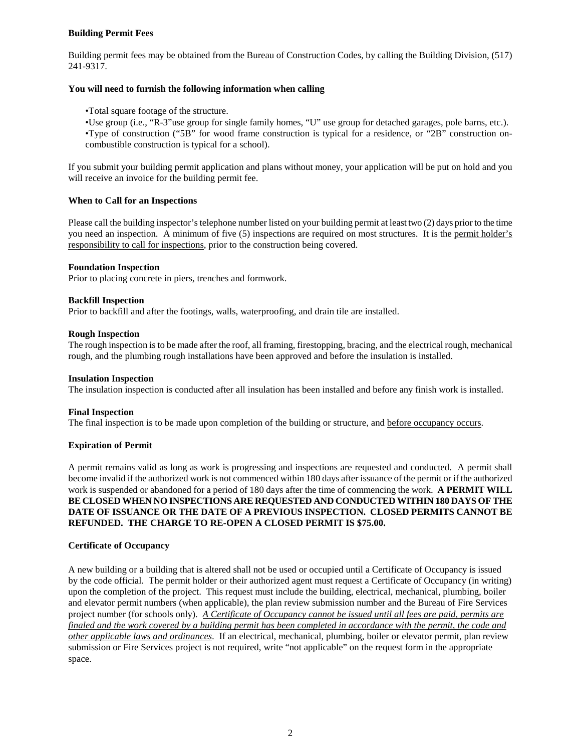**Building Permit Fees**

Building permit fees may be obtained from the Bureau of Construction Codes, by calling the Building Division, (517) 241-9317.

**You will need to furnish the following information when calling**

- •Total square footage of the structure.
- •Use group (i.e., "R-3"use group for single family homes, "U" use group for detached garages, pole barns, etc.).
- •Type of construction ("5B" for wood frame construction is typical for a residence, or "2B" construction on-combustible construction is typical for a school).

If you submit your building permit application and plans without money, your application will be put on hold and you will receive an invoice for the building permit fee.

**When to Call for an Inspections**

Please call the building inspector's telephone number listed on your building permit at least two (2) days prior to the time you need an inspection. A minimum of five (5) inspections are required on most structures. It is the permit holder's responsibility to call for inspections, prior to the construction being covered.

**Foundation Inspection**
Prior to placing concrete in piers, trenches and formwork.

**Backfill Inspection**
Prior to backfill and after the footings, walls, waterproofing, and drain tile are installed.

**Rough Inspection**
The rough inspection is to be made after the roof, all framing, firestopping, bracing, and the electrical rough, mechanical rough, and the plumbing rough installations have been approved and before the insulation is installed.

**Insulation Inspection**
The insulation inspection is conducted after all insulation has been installed and before any finish work is installed.

**Final Inspection**
The final inspection is to be made upon completion of the building or structure, and before occupancy occurs.

**Expiration of Permit**

A permit remains valid as long as work is progressing and inspections are requested and conducted. A permit shall become invalid if the authorized work is not commenced within 180 days after issuance of the permit or if the authorized work is suspended or abandoned for a period of 180 days after the time of commencing the work. **A PERMIT WILL BE CLOSED WHEN NO INSPECTIONS ARE REQUESTED AND CONDUCTED WITHIN 180 DAYS OF THE DATE OF ISSUANCE OR THE DATE OF A PREVIOUS INSPECTION. CLOSED PERMITS CANNOT BE REFUNDED. THE CHARGE TO RE-OPEN A CLOSED PERMIT IS $75.00.**

**Certificate of Occupancy**

A new building or a building that is altered shall not be used or occupied until a Certificate of Occupancy is issued by the code official. The permit holder or their authorized agent must request a Certificate of Occupancy (in writing) upon the completion of the project. This request must include the building, electrical, mechanical, plumbing, boiler and elevator permit numbers (when applicable), the plan review submission number and the Bureau of Fire Services project number (for schools only). *A Certificate of Occupancy cannot be issued until all fees are paid, permits are finaled and the work covered by a building permit has been completed in accordance with the permit, the code and other applicable laws and ordinances*. If an electrical, mechanical, plumbing, boiler or elevator permit, plan review submission or Fire Services project is not required, write "not applicable" on the request form in the appropriate space.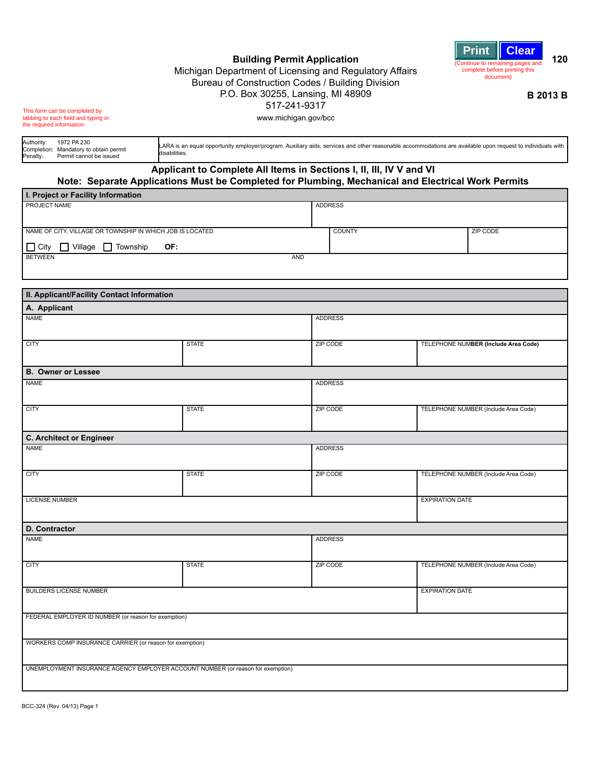# Building Permit Application

Michigan Department of Licensing and Regulatory Affairs
Bureau of Construction Codes / Building Division
P.O. Box 30255, Lansing, MI 48909
517-241-9317
www.michigan.gov/bcc

Print | Clear
(Continue to remaining pages and complete before printing this document)

120

B 2013 B

This form can be completed by tabbing to each field and typing in the required information.

| | |
|---|---|
| Authority: 1972 PA 230<br>Completion: Mandatory to obtain permit<br>Penalty: Permit cannot be issued | LARA is an equal opportunity employer/program. Auxiliary aids, services and other reasonable accommodations are available upon request to individuals with disabilities. |

**Applicant to Complete All Items in Sections I, II, III, IV V and VI**

**Note: Separate Applications Must be Completed for Plumbing, Mechanical and Electrical Work Permits**

## I. Project or Facility Information

| | | |
|---|---|---|
| PROJECT NAME | ADDRESS | |
| NAME OF CITY, VILLAGE OR TOWNSHIP IN WHICH JOB IS LOCATED<br>☐ City ☐ Village ☐ Township **OF:** | COUNTY | ZIP CODE |
| BETWEEN | AND | |

## II. Applicant/Facility Contact Information

### A. Applicant

| | | | |
|---|---|---|---|
| NAME | | ADDRESS | |
| CITY | STATE | ZIP CODE | TELEPHONE NUMBER (Include Area Code) |

### B. Owner or Lessee

| | | | |
|---|---|---|---|
| NAME | | ADDRESS | |
| CITY | STATE | ZIP CODE | TELEPHONE NUMBER (Include Area Code) |

### C. Architect or Engineer

| | | | |
|---|---|---|---|
| NAME | | ADDRESS | |
| CITY | STATE | ZIP CODE | TELEPHONE NUMBER (Include Area Code) |
| LICENSE NUMBER | | | EXPIRATION DATE |

### D. Contractor

| | | | |
|---|---|---|---|
| NAME | | ADDRESS | |
| CITY | STATE | ZIP CODE | TELEPHONE NUMBER (Include Area Code) |
| BUILDERS LICENSE NUMBER | | | EXPIRATION DATE |
| FEDERAL EMPLOYER ID NUMBER (or reason for exemption) | | | |
| WORKERS COMP INSURANCE CARRIER (or reason for exemption) | | | |
| UNEMPLOYMENT INSURANCE AGENCY EMPLOYER ACCOUNT NUMBER (or reason for exemption) | | | |

BCC-324 (Rev. 04/13) Page 1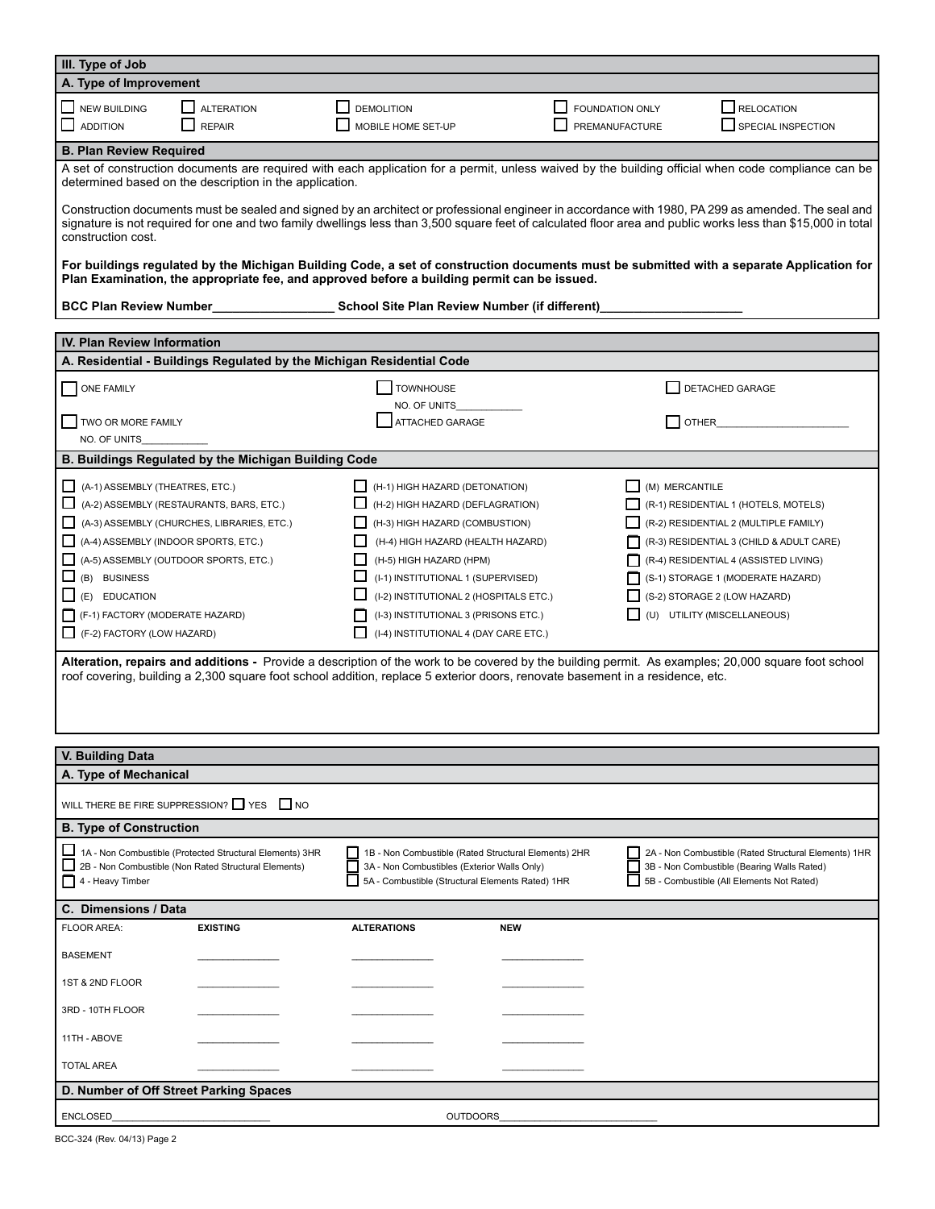## III. Type of Job

### A. Type of Improvement

- ☐ NEW BUILDING
- ☐ ADDITION
- ☐ ALTERATION
- ☐ REPAIR
- ☐ DEMOLITION
- ☐ MOBILE HOME SET-UP
- ☐ FOUNDATION ONLY
- ☐ PREMANUFACTURE
- ☐ RELOCATION
- ☐ SPECIAL INSPECTION

### B. Plan Review Required

A set of construction documents are required with each application for a permit, unless waived by the building official when code compliance can be determined based on the description in the application.

Construction documents must be sealed and signed by an architect or professional engineer in accordance with 1980, PA 299 as amended. The seal and signature is not required for one and two family dwellings less than 3,500 square feet of calculated floor area and public works less than $15,000 in total construction cost.

**For buildings regulated by the Michigan Building Code, a set of construction documents must be submitted with a separate Application for Plan Examination, the appropriate fee, and approved before a building permit can be issued.**

**BCC Plan Review Number__________________ School Site Plan Review Number (if different)_____________________**

## IV. Plan Review Information

### A. Residential - Buildings Regulated by the Michigan Residential Code

- ☐ ONE FAMILY
- ☐ TWO OR MORE FAMILY
  NO. OF UNITS____________
- ☐ TOWNHOUSE
  NO. OF UNITS____________
- ☐ ATTACHED GARAGE
- ☐ DETACHED GARAGE
- ☐ OTHER________________________

### B. Buildings Regulated by the Michigan Building Code

- ☐ (A-1) ASSEMBLY (THEATRES, ETC.)
- ☐ (A-2) ASSEMBLY (RESTAURANTS, BARS, ETC.)
- ☐ (A-3) ASSEMBLY (CHURCHES, LIBRARIES, ETC.)
- ☐ (A-4) ASSEMBLY (INDOOR SPORTS, ETC.)
- ☐ (A-5) ASSEMBLY (OUTDOOR SPORTS, ETC.)
- ☐ (B) BUSINESS
- ☐ (E) EDUCATION
- ☐ (F-1) FACTORY (MODERATE HAZARD)
- ☐ (F-2) FACTORY (LOW HAZARD)
- ☐ (H-1) HIGH HAZARD (DETONATION)
- ☐ (H-2) HIGH HAZARD (DEFLAGRATION)
- ☐ (H-3) HIGH HAZARD (COMBUSTION)
- ☐ (H-4) HIGH HAZARD (HEALTH HAZARD)
- ☐ (H-5) HIGH HAZARD (HPM)
- ☐ (I-1) INSTITUTIONAL 1 (SUPERVISED)
- ☐ (I-2) INSTITUTIONAL 2 (HOSPITALS ETC.)
- ☐ (I-3) INSTITUTIONAL 3 (PRISONS ETC.)
- ☐ (I-4) INSTITUTIONAL 4 (DAY CARE ETC.)
- ☐ (M) MERCANTILE
- ☐ (R-1) RESIDENTIAL 1 (HOTELS, MOTELS)
- ☐ (R-2) RESIDENTIAL 2 (MULTIPLE FAMILY)
- ☐ (R-3) RESIDENTIAL 3 (CHILD & ADULT CARE)
- ☐ (R-4) RESIDENTIAL 4 (ASSISTED LIVING)
- ☐ (S-1) STORAGE 1 (MODERATE HAZARD)
- ☐ (S-2) STORAGE 2 (LOW HAZARD)
- ☐ (U) UTILITY (MISCELLANEOUS)

**Alteration, repairs and additions -** Provide a description of the work to be covered by the building permit. As examples; 20,000 square foot school roof covering, building a 2,300 square foot school addition, replace 5 exterior doors, renovate basement in a residence, etc.

## V. Building Data

### A. Type of Mechanical

WILL THERE BE FIRE SUPPRESSION? ☐ YES ☐ NO

### B. Type of Construction

- ☐ 1A - Non Combustible (Protected Structural Elements) 3HR
- ☐ 2B - Non Combustible (Non Rated Structural Elements)
- ☐ 4 - Heavy Timber
- ☐ 1B - Non Combustible (Rated Structural Elements) 2HR
- ☐ 3A - Non Combustibles (Exterior Walls Only)
- ☐ 5A - Combustible (Structural Elements Rated) 1HR
- ☐ 2A - Non Combustible (Rated Structural Elements) 1HR
- ☐ 3B - Non Combustible (Bearing Walls Rated)
- ☐ 5B - Combustible (All Elements Not Rated)

### C. Dimensions / Data

| FLOOR AREA: | EXISTING | ALTERATIONS | NEW |
|---|---|---|---|
| BASEMENT | ______________ | ______________ | ______________ |
| 1ST & 2ND FLOOR | ______________ | ______________ | ______________ |
| 3RD - 10TH FLOOR | ______________ | ______________ | ______________ |
| 11TH - ABOVE | ______________ | ______________ | ______________ |
| TOTAL AREA | ______________ | ______________ | ______________ |

### D. Number of Off Street Parking Spaces

ENCLOSED____________________________ OUTDOORS____________________________

BCC-324 (Rev. 04/13) Page 2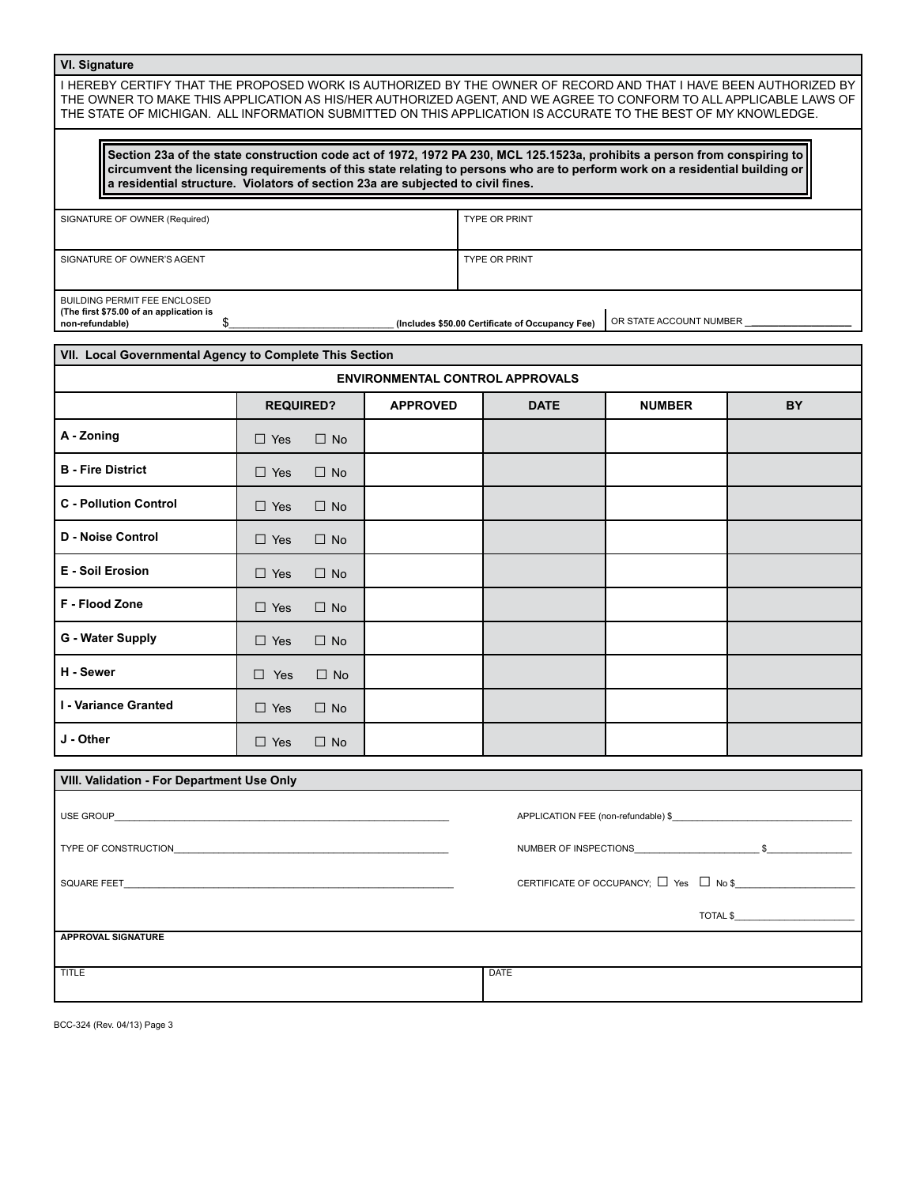## VI. Signature

I HEREBY CERTIFY THAT THE PROPOSED WORK IS AUTHORIZED BY THE OWNER OF RECORD AND THAT I HAVE BEEN AUTHORIZED BY THE OWNER TO MAKE THIS APPLICATION AS HIS/HER AUTHORIZED AGENT, AND WE AGREE TO CONFORM TO ALL APPLICABLE LAWS OF THE STATE OF MICHIGAN. ALL INFORMATION SUBMITTED ON THIS APPLICATION IS ACCURATE TO THE BEST OF MY KNOWLEDGE.

**Section 23a of the state construction code act of 1972, 1972 PA 230, MCL 125.1523a, prohibits a person from conspiring to circumvent the licensing requirements of this state relating to persons who are to perform work on a residential building or a residential structure. Violators of section 23a are subjected to civil fines.**

| SIGNATURE OF OWNER (Required) | TYPE OR PRINT |
|---|---|
| SIGNATURE OF OWNER'S AGENT | TYPE OR PRINT |

BUILDING PERMIT FEE ENCLOSED **(The first $75.00 of an application is non-refundable)** $____________________________ **(Includes $50.00 Certificate of Occupancy Fee)** OR STATE ACCOUNT NUMBER ____________________

## VII. Local Governmental Agency to Complete This Section

**ENVIRONMENTAL CONTROL APPROVALS**

| | REQUIRED? | APPROVED | DATE | NUMBER | BY |
|---|---|---|---|---|---|
| **A - Zoning** | ☐ Yes ☐ No | | | | |
| **B - Fire District** | ☐ Yes ☐ No | | | | |
| **C - Pollution Control** | ☐ Yes ☐ No | | | | |
| **D - Noise Control** | ☐ Yes ☐ No | | | | |
| **E - Soil Erosion** | ☐ Yes ☐ No | | | | |
| **F - Flood Zone** | ☐ Yes ☐ No | | | | |
| **G - Water Supply** | ☐ Yes ☐ No | | | | |
| **H - Sewer** | ☐ Yes ☐ No | | | | |
| **I - Variance Granted** | ☐ Yes ☐ No | | | | |
| **J - Other** | ☐ Yes ☐ No | | | | |

## VIII. Validation - For Department Use Only

USE GROUP________________________________________________

APPLICATION FEE (non-refundable) $____________________________

TYPE OF CONSTRUCTION____________________________________

NUMBER OF INSPECTIONS____________________ $_______________

SQUARE FEET______________________________________________

CERTIFICATE OF OCCUPANCY; ☐ Yes ☐ No $____________________

TOTAL $______________________

**APPROVAL SIGNATURE**

| TITLE | DATE |
|---|---|

BCC-324 (Rev. 04/13) Page 3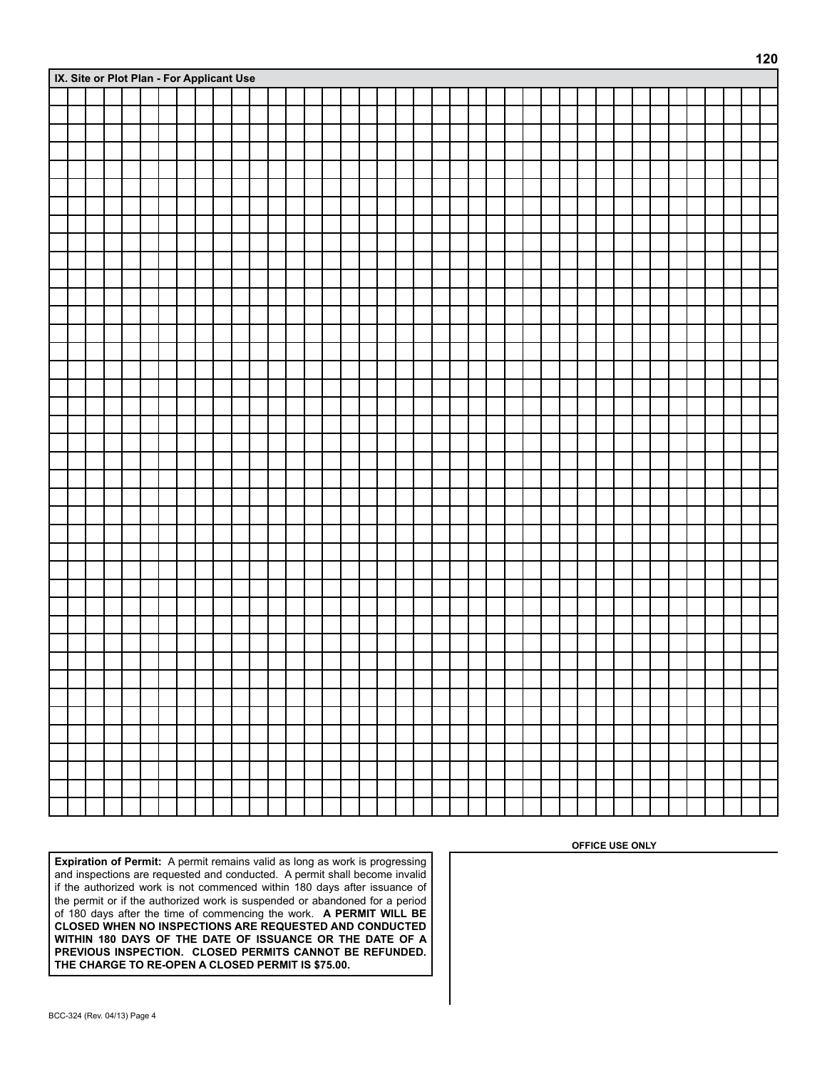## IX. Site or Plot Plan - For Applicant Use

**Expiration of Permit:** A permit remains valid as long as work is progressing and inspections are requested and conducted. A permit shall become invalid if the authorized work is not commenced within 180 days after issuance of the permit or if the authorized work is suspended or abandoned for a period of 180 days after the time of commencing the work. **A PERMIT WILL BE CLOSED WHEN NO INSPECTIONS ARE REQUESTED AND CONDUCTED WITHIN 180 DAYS OF THE DATE OF ISSUANCE OR THE DATE OF A PREVIOUS INSPECTION. CLOSED PERMITS CANNOT BE REFUNDED. THE CHARGE TO RE-OPEN A CLOSED PERMIT IS $75.00.**

**OFFICE USE ONLY**

BCC-324 (Rev. 04/13) Page 4